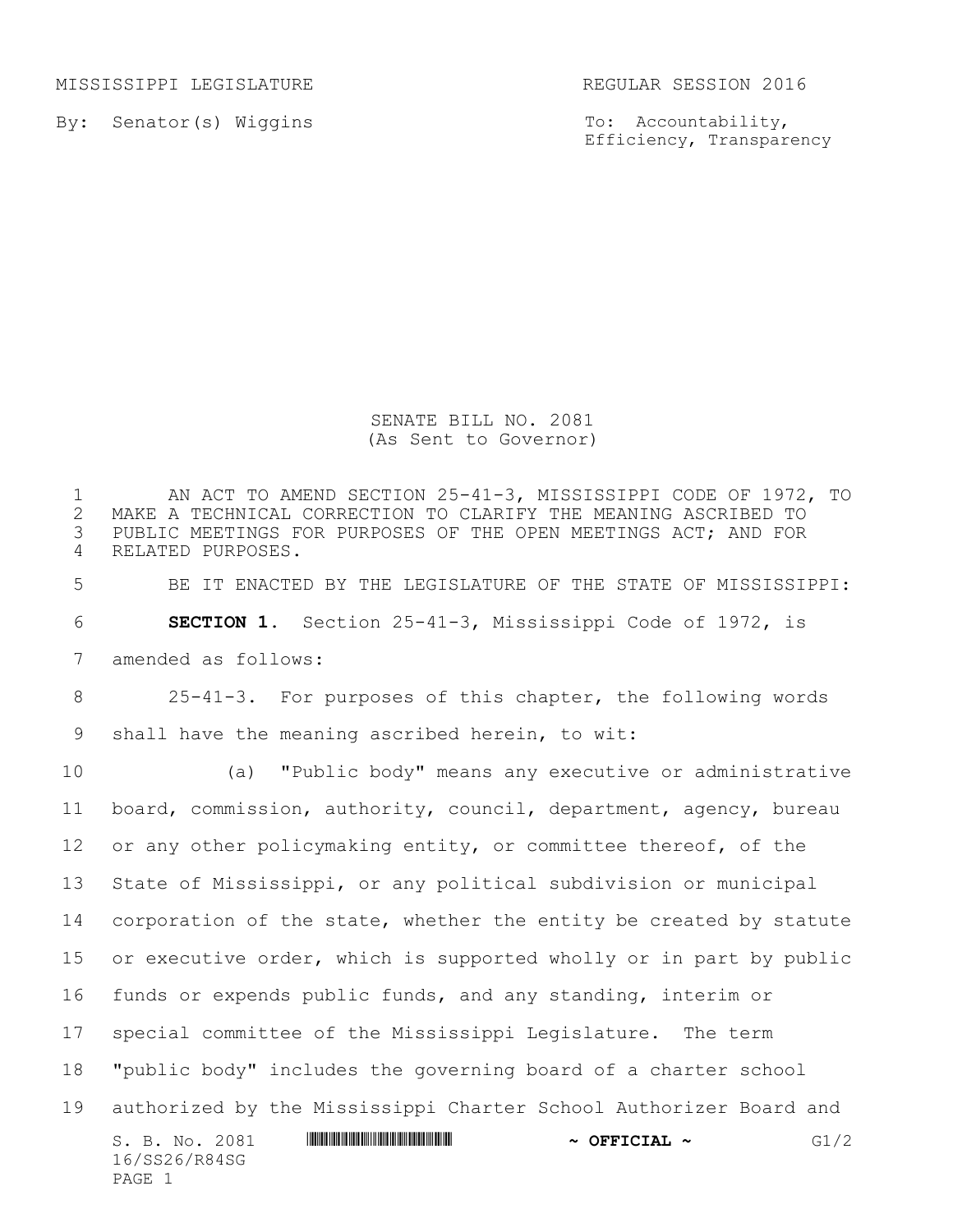MISSISSIPPI LEGISLATURE REGULAR SESSION 2016

By: Senator(s) Wiggins

To: Accountability, Efficiency, Transparency

# SENATE BILL NO. 2081
(As Sent to Governor)

1 AN ACT TO AMEND SECTION 25-41-3, MISSISSIPPI CODE OF 1972, TO
2 MAKE A TECHNICAL CORRECTION TO CLARIFY THE MEANING ASCRIBED TO
3 PUBLIC MEETINGS FOR PURPOSES OF THE OPEN MEETINGS ACT; AND FOR
4 RELATED PURPOSES.

5 BE IT ENACTED BY THE LEGISLATURE OF THE STATE OF MISSISSIPPI:

6 **SECTION 1.** Section 25-41-3, Mississippi Code of 1972, is
7 amended as follows:

8 25-41-3. For purposes of this chapter, the following words
9 shall have the meaning ascribed herein, to wit:

10 (a) "Public body" means any executive or administrative
11 board, commission, authority, council, department, agency, bureau
12 or any other policymaking entity, or committee thereof, of the
13 State of Mississippi, or any political subdivision or municipal
14 corporation of the state, whether the entity be created by statute
15 or executive order, which is supported wholly or in part by public
16 funds or expends public funds, and any standing, interim or
17 special committee of the Mississippi Legislature. The term
18 "public body" includes the governing board of a charter school
19 authorized by the Mississippi Charter School Authorizer Board and

S. B. No. 2081 ~ OFFICIAL ~ G1/2
16/SS26/R84SG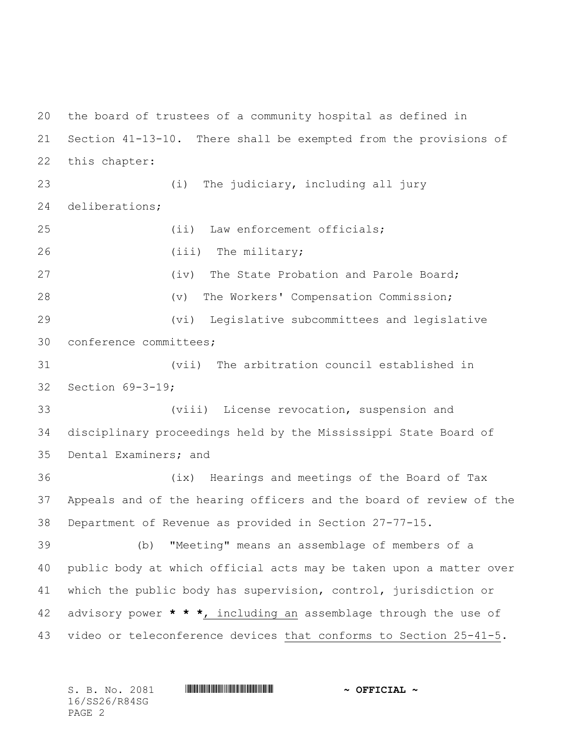the board of trustees of a community hospital as defined in Section 41-13-10. There shall be exempted from the provisions of this chapter:

(i) The judiciary, including all jury deliberations;

(ii) Law enforcement officials;

(iii) The military;

(iv) The State Probation and Parole Board;

(v) The Workers' Compensation Commission;

(vi) Legislative subcommittees and legislative conference committees;

(vii) The arbitration council established in Section 69-3-19;

(viii) License revocation, suspension and disciplinary proceedings held by the Mississippi State Board of Dental Examiners; and

(ix) Hearings and meetings of the Board of Tax Appeals and of the hearing officers and the board of review of the Department of Revenue as provided in Section 27-77-15.

(b) "Meeting" means an assemblage of members of a public body at which official acts may be taken upon a matter over which the public body has supervision, control, jurisdiction or advisory power **\* \* \***<u>, including an</u> assemblage through the use of video or teleconference devices <u>that conforms to Section 25-41-5</u>.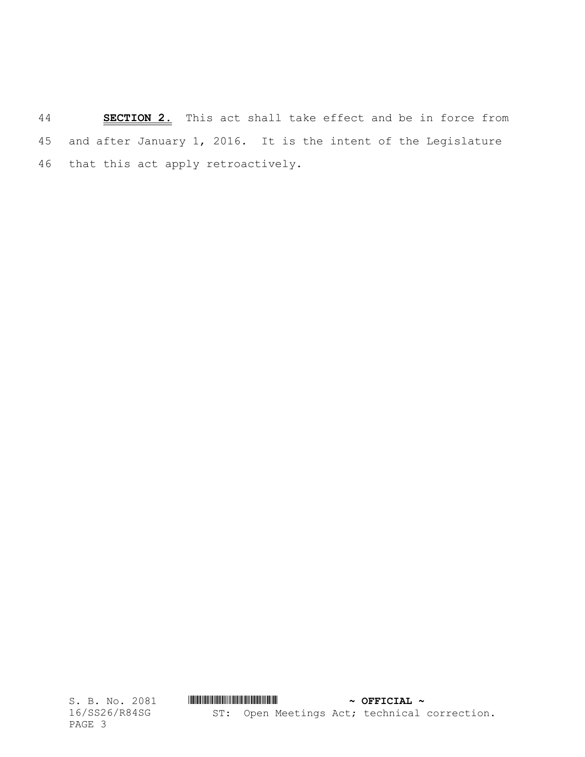**SECTION 2.** This act shall take effect and be in force from and after January 1, 2016. It is the intent of the Legislature that this act apply retroactively.